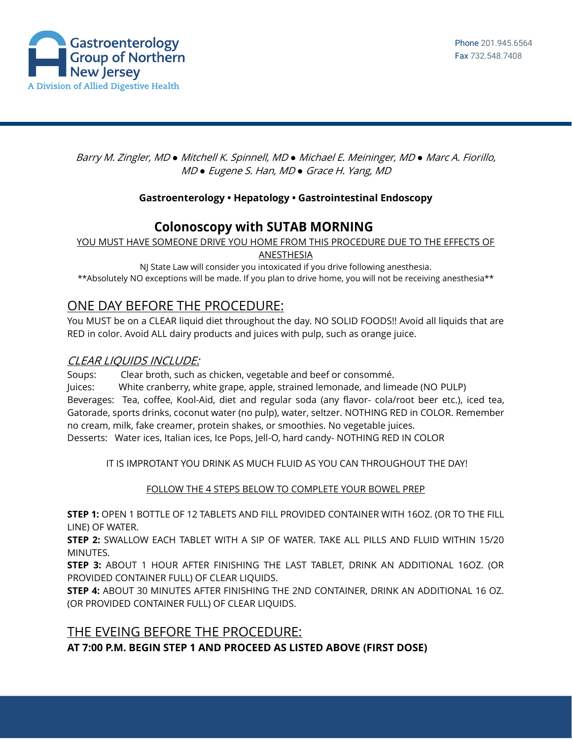Gastroenterology Group of Northern New Jersey
A Division of Allied Digestive Health

Phone 201.945.6564
Fax 732.548.7408

*Barry M. Zingler, MD ● Mitchell K. Spinnell, MD ● Michael E. Meininger, MD ● Marc A. Fiorillo, MD ● Eugene S. Han, MD ● Grace H. Yang, MD*

**Gastroenterology • Hepatology • Gastrointestinal Endoscopy**

# Colonoscopy with SUTAB MORNING

<u>YOU MUST HAVE SOMEONE DRIVE YOU HOME FROM THIS PROCEDURE DUE TO THE EFFECTS OF ANESTHESIA</u>

NJ State Law will consider you intoxicated if you drive following anesthesia.

**Absolutely NO exceptions will be made. If you plan to drive home, you will not be receiving anesthesia**

## ONE DAY BEFORE THE PROCEDURE:

You MUST be on a CLEAR liquid diet throughout the day. NO SOLID FOODS!! Avoid all liquids that are RED in color. Avoid ALL dairy products and juices with pulp, such as orange juice.

### *CLEAR LIQUIDS INCLUDE:*

Soups: Clear broth, such as chicken, vegetable and beef or consommé.
Juices: White cranberry, white grape, apple, strained lemonade, and limeade (NO PULP)
Beverages: Tea, coffee, Kool-Aid, diet and regular soda (any flavor- cola/root beer etc.), iced tea, Gatorade, sports drinks, coconut water (no pulp), water, seltzer. NOTHING RED in COLOR. Remember no cream, milk, fake creamer, protein shakes, or smoothies. No vegetable juices.
Desserts: Water ices, Italian ices, Ice Pops, Jell-O, hard candy- NOTHING RED IN COLOR

IT IS IMPROTANT YOU DRINK AS MUCH FLUID AS YOU CAN THROUGHOUT THE DAY!

<u>FOLLOW THE 4 STEPS BELOW TO COMPLETE YOUR BOWEL PREP</u>

**STEP 1:** OPEN 1 BOTTLE OF 12 TABLETS AND FILL PROVIDED CONTAINER WITH 16OZ. (OR TO THE FILL LINE) OF WATER.
**STEP 2:** SWALLOW EACH TABLET WITH A SIP OF WATER. TAKE ALL PILLS AND FLUID WITHIN 15/20 MINUTES.
**STEP 3:** ABOUT 1 HOUR AFTER FINISHING THE LAST TABLET, DRINK AN ADDITIONAL 16OZ. (OR PROVIDED CONTAINER FULL) OF CLEAR LIQUIDS.
**STEP 4:** ABOUT 30 MINUTES AFTER FINISHING THE 2ND CONTAINER, DRINK AN ADDITIONAL 16 OZ. (OR PROVIDED CONTAINER FULL) OF CLEAR LIQUIDS.

## THE EVEING BEFORE THE PROCEDURE:

**AT 7:00 P.M. BEGIN STEP 1 AND PROCEED AS LISTED ABOVE (FIRST DOSE)**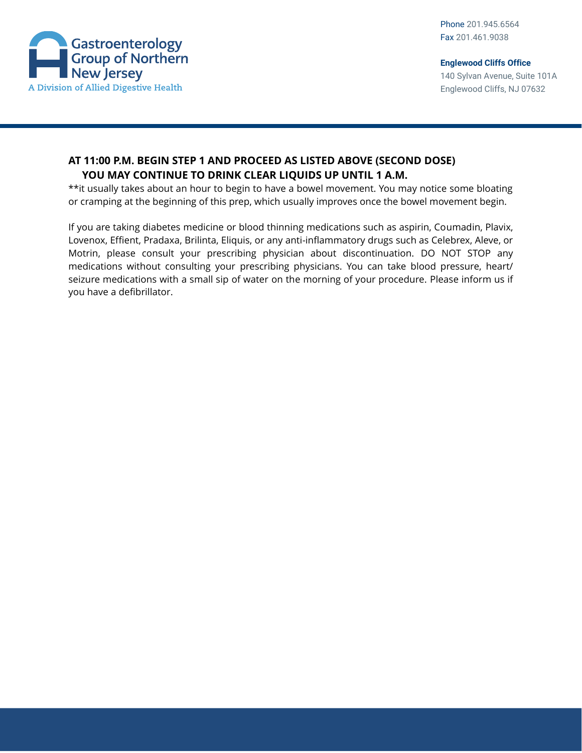**AT 11:00 P.M. BEGIN STEP 1 AND PROCEED AS LISTED ABOVE (SECOND DOSE)**
**YOU MAY CONTINUE TO DRINK CLEAR LIQUIDS UP UNTIL 1 A.M.**

**it usually takes about an hour to begin to have a bowel movement. You may notice some bloating or cramping at the beginning of this prep, which usually improves once the bowel movement begin.

If you are taking diabetes medicine or blood thinning medications such as aspirin, Coumadin, Plavix, Lovenox, Effient, Pradaxa, Brilinta, Eliquis, or any anti-inflammatory drugs such as Celebrex, Aleve, or Motrin, please consult your prescribing physician about discontinuation. DO NOT STOP any medications without consulting your prescribing physicians. You can take blood pressure, heart/ seizure medications with a small sip of water on the morning of your procedure. Please inform us if you have a defibrillator.